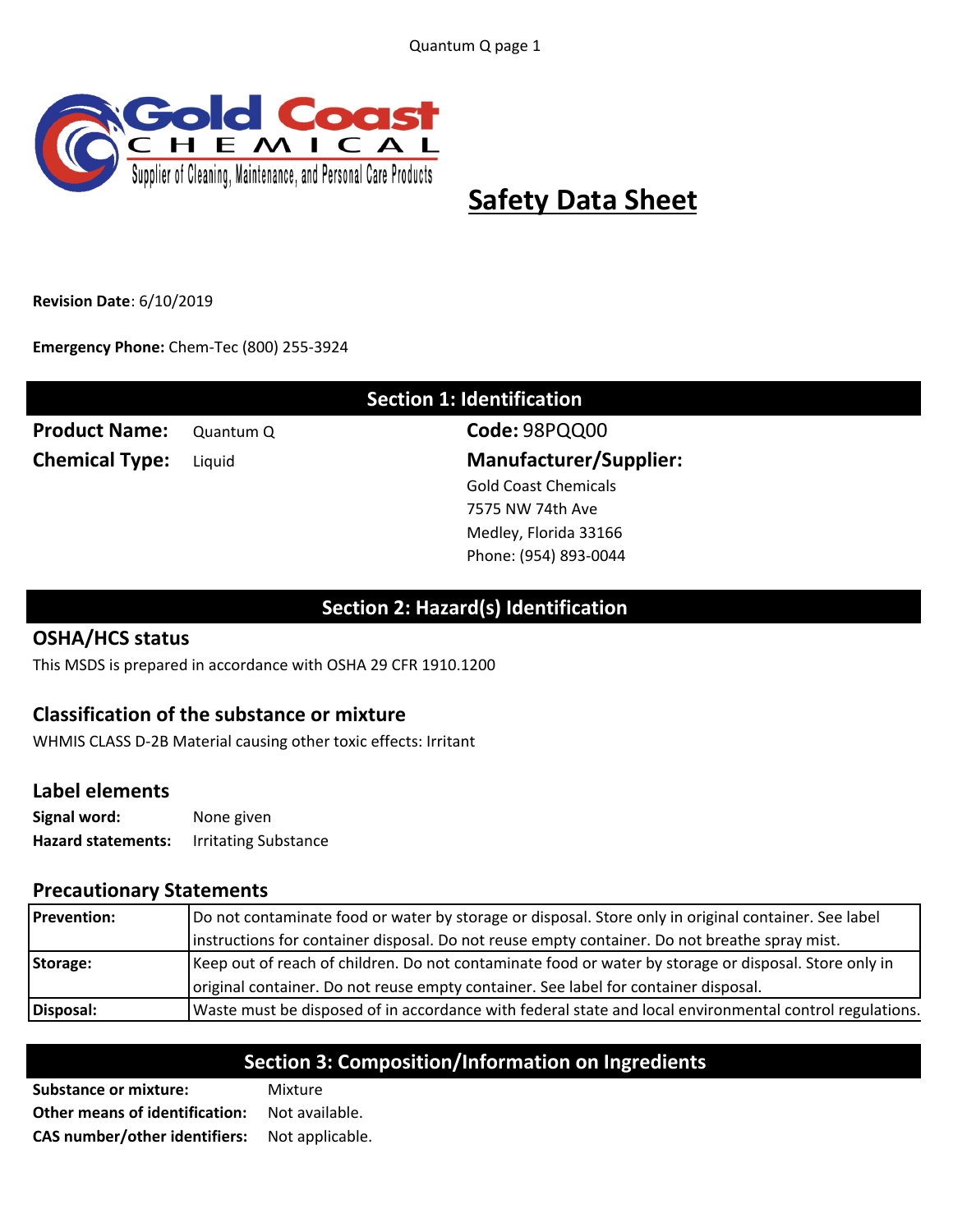Gold Coast Chemical

Supplier of Cleaning, Maintenance, and Personal Care Products

# Safety Data Sheet

**Revision Date**: 6/10/2019

**Emergency Phone:** Chem-Tec (800) 255-3924

## Section 1: Identification

**Product Name:** Quantum Q

**Chemical Type:** Liquid

**Code:** 98PQQ00

**Manufacturer/Supplier:**
Gold Coast Chemicals
7575 NW 74th Ave
Medley, Florida 33166
Phone: (954) 893-0044

## Section 2: Hazard(s) Identification

### OSHA/HCS status

This MSDS is prepared in accordance with OSHA 29 CFR 1910.1200

### Classification of the substance or mixture

WHMIS CLASS D-2B Material causing other toxic effects: Irritant

### Label elements

**Signal word:** None given

**Hazard statements:** Irritating Substance

### Precautionary Statements

| | |
|---|---|
| **Prevention:** | Do not contaminate food or water by storage or disposal. Store only in original container. See label instructions for container disposal. Do not reuse empty container. Do not breathe spray mist. |
| **Storage:** | Keep out of reach of children. Do not contaminate food or water by storage or disposal. Store only in original container. Do not reuse empty container. See label for container disposal. |
| **Disposal:** | Waste must be disposed of in accordance with federal state and local environmental control regulations. |

## Section 3: Composition/Information on Ingredients

**Substance or mixture:** Mixture

**Other means of identification:** Not available.

**CAS number/other identifiers:** Not applicable.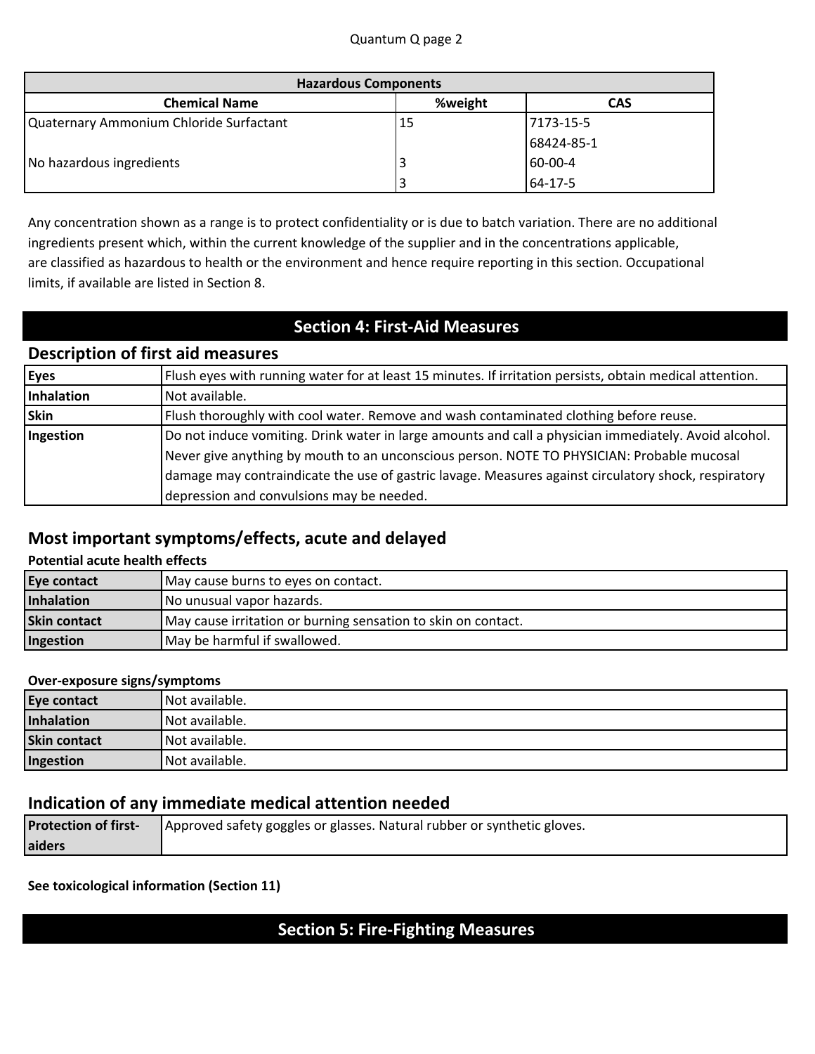| Hazardous Components | | |
|---|---|---|
| **Chemical Name** | **%weight** | **CAS** |
| Quaternary Ammonium Chloride Surfactant | 15 | 7173-15-5 |
| | | 68424-85-1 |
| No hazardous ingredients | 3 | 60-00-4 |
| | 3 | 64-17-5 |

Any concentration shown as a range is to protect confidentiality or is due to batch variation. There are no additional ingredients present which, within the current knowledge of the supplier and in the concentrations applicable, are classified as hazardous to health or the environment and hence require reporting in this section. Occupational limits, if available are listed in Section 8.

# Section 4: First-Aid Measures

## Description of first aid measures

| | |
|---|---|
| **Eyes** | Flush eyes with running water for at least 15 minutes. If irritation persists, obtain medical attention. |
| **Inhalation** | Not available. |
| **Skin** | Flush thoroughly with cool water. Remove and wash contaminated clothing before reuse. |
| **Ingestion** | Do not induce vomiting. Drink water in large amounts and call a physician immediately. Avoid alcohol. Never give anything by mouth to an unconscious person. NOTE TO PHYSICIAN: Probable mucosal damage may contraindicate the use of gastric lavage. Measures against circulatory shock, respiratory depression and convulsions may be needed. |

## Most important symptoms/effects, acute and delayed

**Potential acute health effects**

| | |
|---|---|
| **Eye contact** | May cause burns to eyes on contact. |
| **Inhalation** | No unusual vapor hazards. |
| **Skin contact** | May cause irritation or burning sensation to skin on contact. |
| **Ingestion** | May be harmful if swallowed. |

**Over-exposure signs/symptoms**

| | |
|---|---|
| **Eye contact** | Not available. |
| **Inhalation** | Not available. |
| **Skin contact** | Not available. |
| **Ingestion** | Not available. |

## Indication of any immediate medical attention needed

| | |
|---|---|
| **Protection of first-aiders** | Approved safety goggles or glasses. Natural rubber or synthetic gloves. |

**See toxicological information (Section 11)**

# Section 5: Fire-Fighting Measures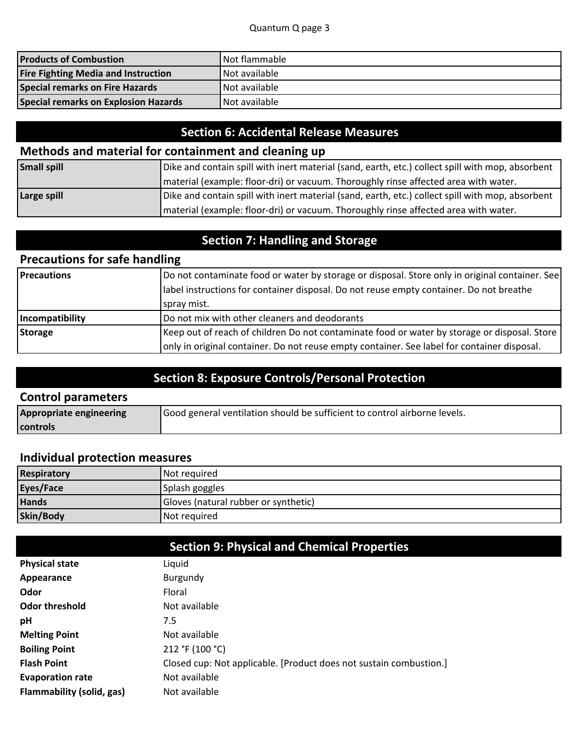| Products of Combustion | Not flammable |
| --- | --- |
| Fire Fighting Media and Instruction | Not available |
| Special remarks on Fire Hazards | Not available |
| Special remarks on Explosion Hazards | Not available |

## Section 6: Accidental Release Measures

### Methods and material for containment and cleaning up

| Small spill | Dike and contain spill with inert material (sand, earth, etc.) collect spill with mop, absorbent material (example: floor-dri) or vacuum. Thoroughly rinse affected area with water. |
| --- | --- |
| Large spill | Dike and contain spill with inert material (sand, earth, etc.) collect spill with mop, absorbent material (example: floor-dri) or vacuum. Thoroughly rinse affected area with water. |

## Section 7: Handling and Storage

### Precautions for safe handling

| Precautions | Do not contaminate food or water by storage or disposal. Store only in original container. See label instructions for container disposal. Do not reuse empty container. Do not breathe spray mist. |
| --- | --- |
| Incompatibility | Do not mix with other cleaners and deodorants |
| Storage | Keep out of reach of children Do not contaminate food or water by storage or disposal. Store only in original container. Do not reuse empty container. See label for container disposal. |

## Section 8: Exposure Controls/Personal Protection

### Control parameters

| Appropriate engineering controls | Good general ventilation should be sufficient to control airborne levels. |
| --- | --- |

### Individual protection measures

| Respiratory | Not required |
| --- | --- |
| Eyes/Face | Splash goggles |
| Hands | Gloves (natural rubber or synthetic) |
| Skin/Body | Not required |

## Section 9: Physical and Chemical Properties

| Physical state | Liquid |
| --- | --- |
| Appearance | Burgundy |
| Odor | Floral |
| Odor threshold | Not available |
| pH | 7.5 |
| Melting Point | Not available |
| Boiling Point | 212 °F (100 °C) |
| Flash Point | Closed cup: Not applicable. [Product does not sustain combustion.] |
| Evaporation rate | Not available |
| Flammability (solid, gas) | Not available |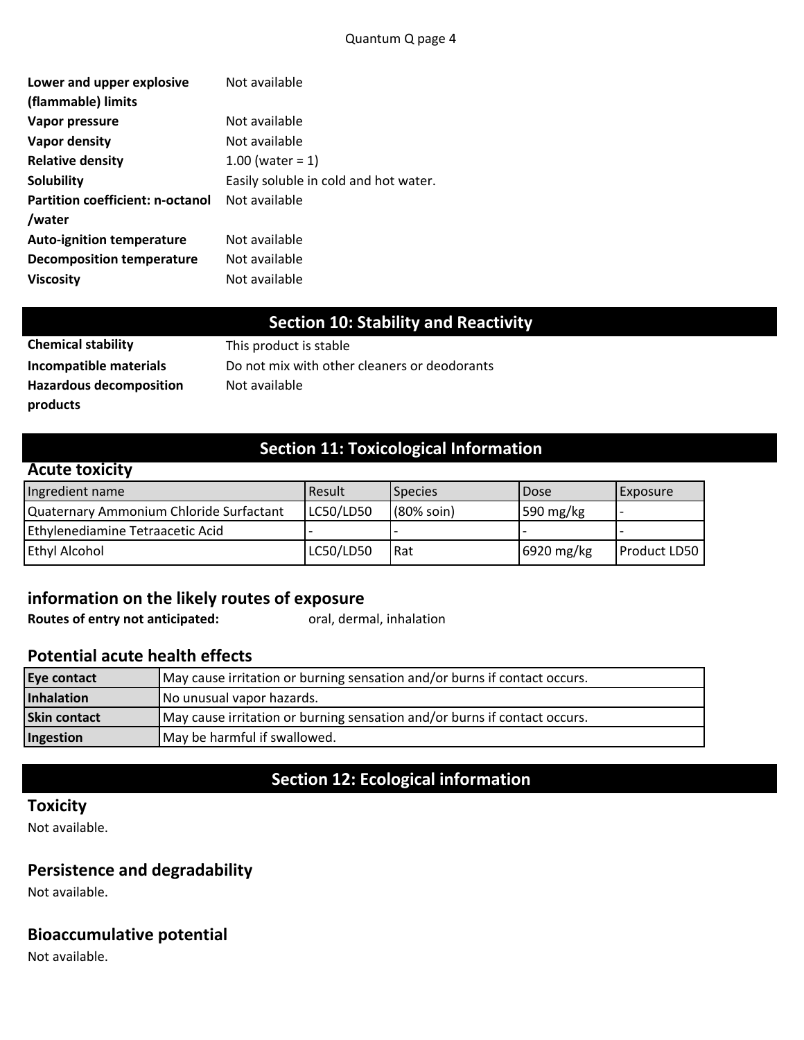| | |
|---|---|
| **Lower and upper explosive (flammable) limits** | Not available |
| **Vapor pressure** | Not available |
| **Vapor density** | Not available |
| **Relative density** | 1.00 (water = 1) |
| **Solubility** | Easily soluble in cold and hot water. |
| **Partition coefficient: n-octanol /water** | Not available |
| **Auto-ignition temperature** | Not available |
| **Decomposition temperature** | Not available |
| **Viscosity** | Not available |

## Section 10: Stability and Reactivity

| | |
|---|---|
| **Chemical stability** | This product is stable |
| **Incompatible materials** | Do not mix with other cleaners or deodorants |
| **Hazardous decomposition products** | Not available |

## Section 11: Toxicological Information

### Acute toxicity

| Ingredient name | Result | Species | Dose | Exposure |
|---|---|---|---|---|
| Quaternary Ammonium Chloride Surfactant | LC50/LD50 | (80% soin) | 590 mg/kg | - |
| Ethylenediamine Tetraacetic Acid | - | - | - | - |
| Ethyl Alcohol | LC50/LD50 | Rat | 6920 mg/kg | Product LD50 |

### information on the likely routes of exposure

**Routes of entry not anticipated:** oral, dermal, inhalation

### Potential acute health effects

| | |
|---|---|
| **Eye contact** | May cause irritation or burning sensation and/or burns if contact occurs. |
| **Inhalation** | No unusual vapor hazards. |
| **Skin contact** | May cause irritation or burning sensation and/or burns if contact occurs. |
| **Ingestion** | May be harmful if swallowed. |

## Section 12: Ecological information

### Toxicity

Not available.

### Persistence and degradability

Not available.

### Bioaccumulative potential

Not available.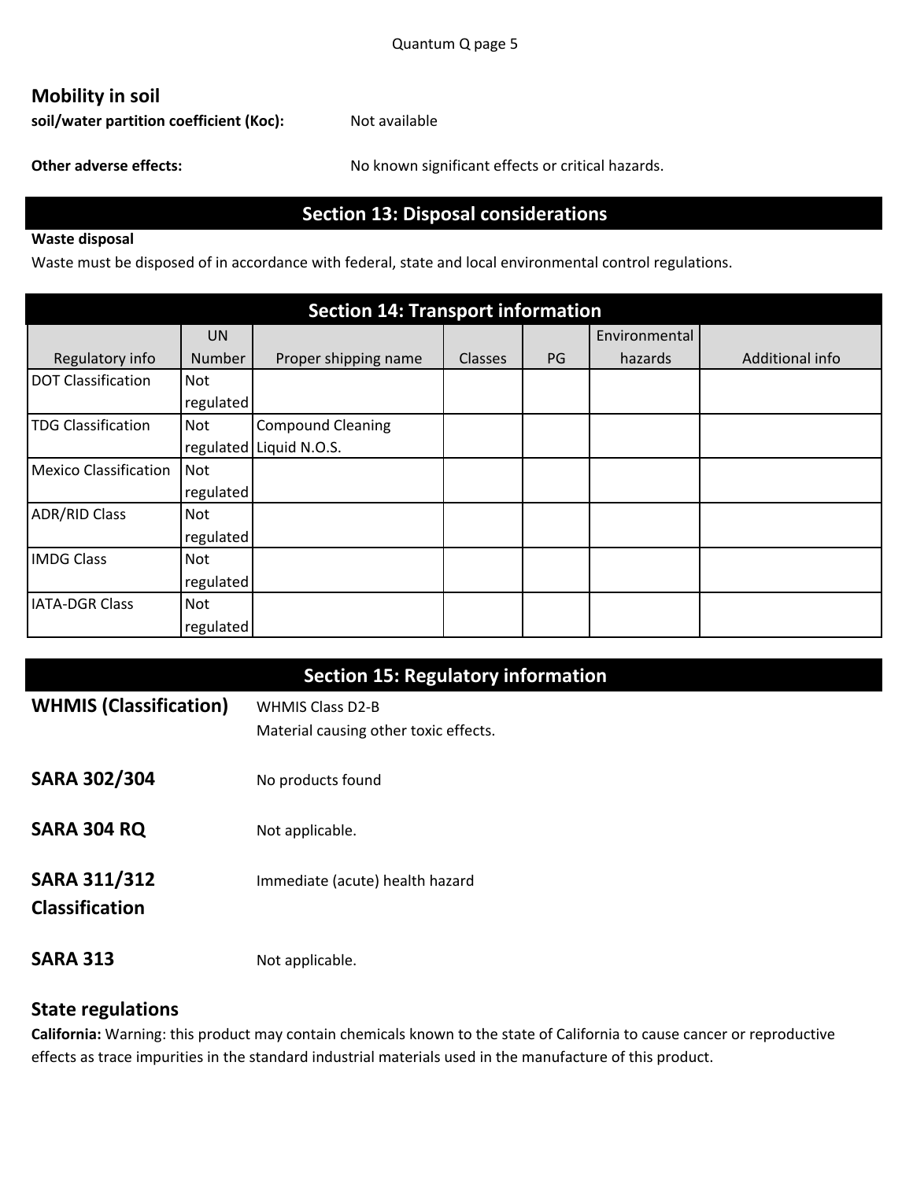## Mobility in soil

**soil/water partition coefficient (Koc):** Not available

**Other adverse effects:** No known significant effects or critical hazards.

## Section 13: Disposal considerations

**Waste disposal**

Waste must be disposed of in accordance with federal, state and local environmental control regulations.

## Section 14: Transport information

| Regulatory info | UN Number | Proper shipping name | Classes | PG | Environmental hazards | Additional info |
|---|---|---|---|---|---|---|
| DOT Classification | Not regulated | | | | | |
| TDG Classification | Not regulated | Compound Cleaning Liquid N.O.S. | | | | |
| Mexico Classification | Not regulated | | | | | |
| ADR/RID Class | Not regulated | | | | | |
| IMDG Class | Not regulated | | | | | |
| IATA-DGR Class | Not regulated | | | | | |

## Section 15: Regulatory information

**WHMIS (Classification)** WHMIS Class D2-B
Material causing other toxic effects.

**SARA 302/304** No products found

**SARA 304 RQ** Not applicable.

**SARA 311/312 Classification** Immediate (acute) health hazard

**SARA 313** Not applicable.

### State regulations

**California:** Warning: this product may contain chemicals known to the state of California to cause cancer or reproductive effects as trace impurities in the standard industrial materials used in the manufacture of this product.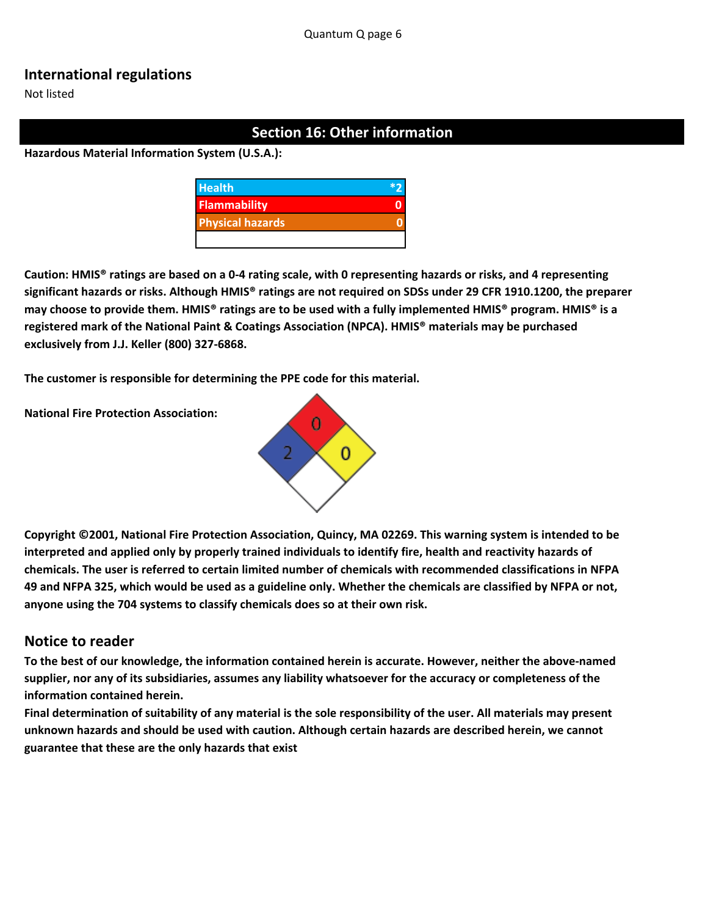## International regulations

Not listed

## Section 16: Other information

**Hazardous Material Information System (U.S.A.):**

| | |
|---|---|
| Health | *2 |
| Flammability | 0 |
| Physical hazards | 0 |
| | |

**Caution: HMIS® ratings are based on a 0-4 rating scale, with 0 representing hazards or risks, and 4 representing significant hazards or risks. Although HMIS® ratings are not required on SDSs under 29 CFR 1910.1200, the preparer may choose to provide them. HMIS® ratings are to be used with a fully implemented HMIS® program. HMIS® is a registered mark of the National Paint & Coatings Association (NPCA). HMIS® materials may be purchased exclusively from J.J. Keller (800) 327-6868.**

**The customer is responsible for determining the PPE code for this material.**

**National Fire Protection Association:**

0

2

0

**Copyright ©2001, National Fire Protection Association, Quincy, MA 02269. This warning system is intended to be interpreted and applied only by properly trained individuals to identify fire, health and reactivity hazards of chemicals. The user is referred to certain limited number of chemicals with recommended classifications in NFPA 49 and NFPA 325, which would be used as a guideline only. Whether the chemicals are classified by NFPA or not, anyone using the 704 systems to classify chemicals does so at their own risk.**

## Notice to reader

**To the best of our knowledge, the information contained herein is accurate. However, neither the above-named supplier, nor any of its subsidiaries, assumes any liability whatsoever for the accuracy or completeness of the information contained herein.**

**Final determination of suitability of any material is the sole responsibility of the user. All materials may present unknown hazards and should be used with caution. Although certain hazards are described herein, we cannot guarantee that these are the only hazards that exist**